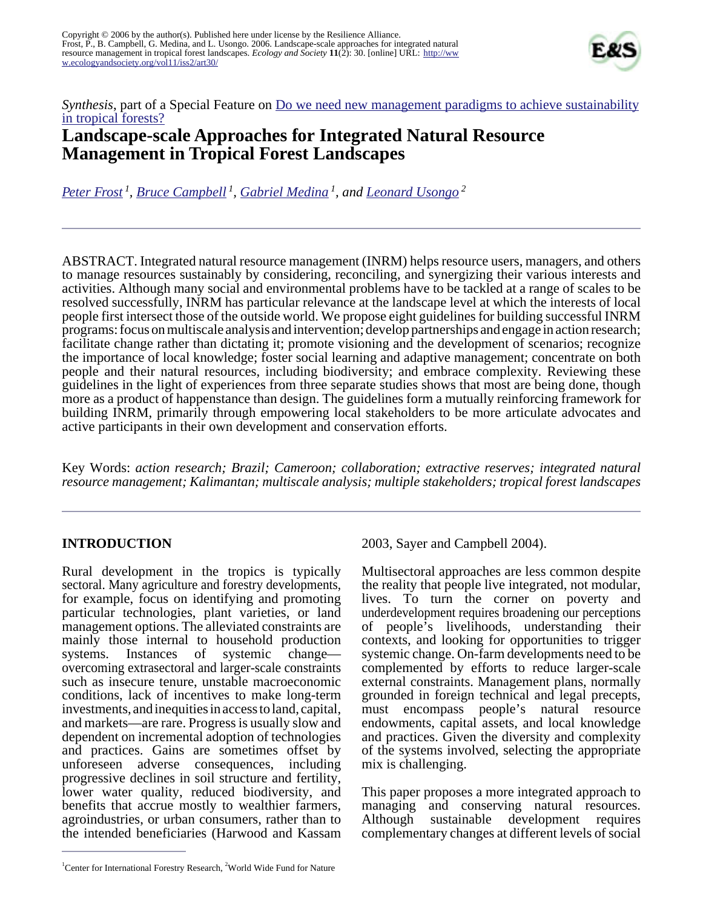Copyright © 2006 by the author(s). Published here under license by the Resilience Alliance.
Frost, P., B. Campbell, G. Medina, and L. Usongo. 2006. Landscape-scale approaches for integrated natural resource management in tropical forest landscapes. *Ecology and Society* **11**(2): 30. [online] URL: http://www.ecologyandsociety.org/vol11/iss2/art30/

*Synthesis*, part of a Special Feature on Do we need new management paradigms to achieve sustainability in tropical forests?

# Landscape-scale Approaches for Integrated Natural Resource Management in Tropical Forest Landscapes

*Peter Frost* [1], *Bruce Campbell* [1], *Gabriel Medina* [1], *and Leonard Usongo* [2]

ABSTRACT. Integrated natural resource management (INRM) helps resource users, managers, and others to manage resources sustainably by considering, reconciling, and synergizing their various interests and activities. Although many social and environmental problems have to be tackled at a range of scales to be resolved successfully, INRM has particular relevance at the landscape level at which the interests of local people first intersect those of the outside world. We propose eight guidelines for building successful INRM programs: focus on multiscale analysis and intervention; develop partnerships and engage in action research; facilitate change rather than dictating it; promote visioning and the development of scenarios; recognize the importance of local knowledge; foster social learning and adaptive management; concentrate on both people and their natural resources, including biodiversity; and embrace complexity. Reviewing these guidelines in the light of experiences from three separate studies shows that most are being done, though more as a product of happenstance than design. The guidelines form a mutually reinforcing framework for building INRM, primarily through empowering local stakeholders to be more articulate advocates and active participants in their own development and conservation efforts.

Key Words: *action research; Brazil; Cameroon; collaboration; extractive reserves; integrated natural resource management; Kalimantan; multiscale analysis; multiple stakeholders; tropical forest landscapes*

## INTRODUCTION

Rural development in the tropics is typically sectoral. Many agriculture and forestry developments, for example, focus on identifying and promoting particular technologies, plant varieties, or land management options. The alleviated constraints are mainly those internal to household production systems. Instances of systemic change—overcoming extrasectoral and larger-scale constraints such as insecure tenure, unstable macroeconomic conditions, lack of incentives to make long-term investments, and inequities in access to land, capital, and markets—are rare. Progress is usually slow and dependent on incremental adoption of technologies and practices. Gains are sometimes offset by unforeseen adverse consequences, including progressive declines in soil structure and fertility, lower water quality, reduced biodiversity, and benefits that accrue mostly to wealthier farmers, agroindustries, or urban consumers, rather than to the intended beneficiaries (Harwood and Kassam 2003, Sayer and Campbell 2004).

Multisectoral approaches are less common despite the reality that people live integrated, not modular, lives. To turn the corner on poverty and underdevelopment requires broadening our perceptions of people's livelihoods, understanding their contexts, and looking for opportunities to trigger systemic change. On-farm developments need to be complemented by efforts to reduce larger-scale external constraints. Management plans, normally grounded in foreign technical and legal precepts, must encompass people's natural resource endowments, capital assets, and local knowledge and practices. Given the diversity and complexity of the systems involved, selecting the appropriate mix is challenging.

This paper proposes a more integrated approach to managing and conserving natural resources. Although sustainable development requires complementary changes at different levels of social

[1] Center for International Forestry Research, [2] World Wide Fund for Nature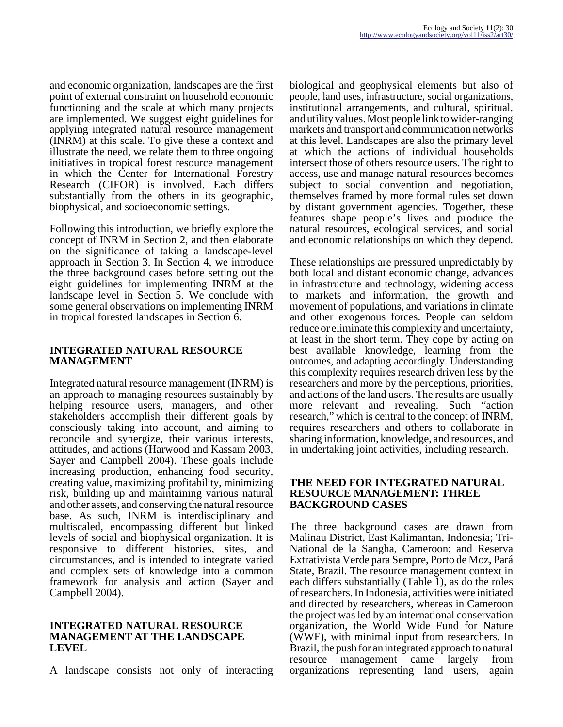and economic organization, landscapes are the first point of external constraint on household economic functioning and the scale at which many projects are implemented. We suggest eight guidelines for applying integrated natural resource management (INRM) at this scale. To give these a context and illustrate the need, we relate them to three ongoing initiatives in tropical forest resource management in which the Center for International Forestry Research (CIFOR) is involved. Each differs substantially from the others in its geographic, biophysical, and socioeconomic settings.

Following this introduction, we briefly explore the concept of INRM in Section 2, and then elaborate on the significance of taking a landscape-level approach in Section 3. In Section 4, we introduce the three background cases before setting out the eight guidelines for implementing INRM at the landscape level in Section 5. We conclude with some general observations on implementing INRM in tropical forested landscapes in Section 6.

## INTEGRATED NATURAL RESOURCE MANAGEMENT

Integrated natural resource management (INRM) is an approach to managing resources sustainably by helping resource users, managers, and other stakeholders accomplish their different goals by consciously taking into account, and aiming to reconcile and synergize, their various interests, attitudes, and actions (Harwood and Kassam 2003, Sayer and Campbell 2004). These goals include increasing production, enhancing food security, creating value, maximizing profitability, minimizing risk, building up and maintaining various natural and other assets, and conserving the natural resource base. As such, INRM is interdisciplinary and multiscaled, encompassing different but linked levels of social and biophysical organization. It is responsive to different histories, sites, and circumstances, and is intended to integrate varied and complex sets of knowledge into a common framework for analysis and action (Sayer and Campbell 2004).

## INTEGRATED NATURAL RESOURCE MANAGEMENT AT THE LANDSCAPE LEVEL

A landscape consists not only of interacting biological and geophysical elements but also of people, land uses, infrastructure, social organizations, institutional arrangements, and cultural, spiritual, and utility values. Most people link to wider-ranging markets and transport and communication networks at this level. Landscapes are also the primary level at which the actions of individual households intersect those of others resource users. The right to access, use and manage natural resources becomes subject to social convention and negotiation, themselves framed by more formal rules set down by distant government agencies. Together, these features shape people's lives and produce the natural resources, ecological services, and social and economic relationships on which they depend.

These relationships are pressured unpredictably by both local and distant economic change, advances in infrastructure and technology, widening access to markets and information, the growth and movement of populations, and variations in climate and other exogenous forces. People can seldom reduce or eliminate this complexity and uncertainty, at least in the short term. They cope by acting on best available knowledge, learning from the outcomes, and adapting accordingly. Understanding this complexity requires research driven less by the researchers and more by the perceptions, priorities, and actions of the land users. The results are usually more relevant and revealing. Such "action research," which is central to the concept of INRM, requires researchers and others to collaborate in sharing information, knowledge, and resources, and in undertaking joint activities, including research.

## THE NEED FOR INTEGRATED NATURAL RESOURCE MANAGEMENT: THREE BACKGROUND CASES

The three background cases are drawn from Malinau District, East Kalimantan, Indonesia; Tri-National de la Sangha, Cameroon; and Reserva Extrativista Verde para Sempre, Porto de Moz, Pará State, Brazil. The resource management context in each differs substantially (Table 1), as do the roles of researchers. In Indonesia, activities were initiated and directed by researchers, whereas in Cameroon the project was led by an international conservation organization, the World Wide Fund for Nature (WWF), with minimal input from researchers. In Brazil, the push for an integrated approach to natural resource management came largely from organizations representing land users, again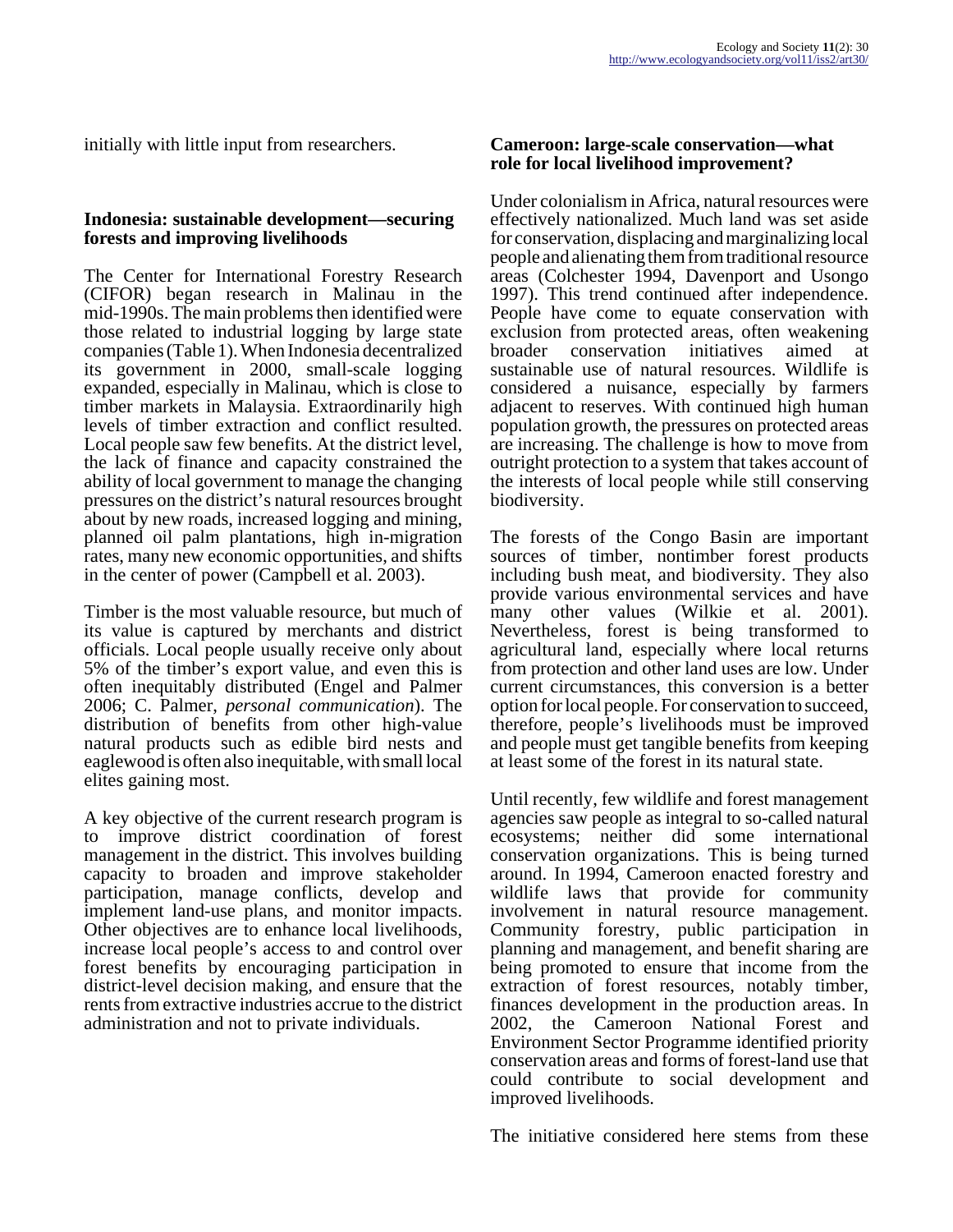initially with little input from researchers.

### Indonesia: sustainable development—securing forests and improving livelihoods

The Center for International Forestry Research (CIFOR) began research in Malinau in the mid-1990s. The main problems then identified were those related to industrial logging by large state companies (Table 1). When Indonesia decentralized its government in 2000, small-scale logging expanded, especially in Malinau, which is close to timber markets in Malaysia. Extraordinarily high levels of timber extraction and conflict resulted. Local people saw few benefits. At the district level, the lack of finance and capacity constrained the ability of local government to manage the changing pressures on the district's natural resources brought about by new roads, increased logging and mining, planned oil palm plantations, high in-migration rates, many new economic opportunities, and shifts in the center of power (Campbell et al. 2003).

Timber is the most valuable resource, but much of its value is captured by merchants and district officials. Local people usually receive only about 5% of the timber's export value, and even this is often inequitably distributed (Engel and Palmer 2006; C. Palmer, *personal communication*). The distribution of benefits from other high-value natural products such as edible bird nests and eaglewood is often also inequitable, with small local elites gaining most.

A key objective of the current research program is to improve district coordination of forest management in the district. This involves building capacity to broaden and improve stakeholder participation, manage conflicts, develop and implement land-use plans, and monitor impacts. Other objectives are to enhance local livelihoods, increase local people's access to and control over forest benefits by encouraging participation in district-level decision making, and ensure that the rents from extractive industries accrue to the district administration and not to private individuals.

### Cameroon: large-scale conservation—what role for local livelihood improvement?

Under colonialism in Africa, natural resources were effectively nationalized. Much land was set aside for conservation, displacing and marginalizing local people and alienating them from traditional resource areas (Colchester 1994, Davenport and Usongo 1997). This trend continued after independence. People have come to equate conservation with exclusion from protected areas, often weakening broader conservation initiatives aimed at sustainable use of natural resources. Wildlife is considered a nuisance, especially by farmers adjacent to reserves. With continued high human population growth, the pressures on protected areas are increasing. The challenge is how to move from outright protection to a system that takes account of the interests of local people while still conserving biodiversity.

The forests of the Congo Basin are important sources of timber, nontimber forest products including bush meat, and biodiversity. They also provide various environmental services and have many other values (Wilkie et al. 2001). Nevertheless, forest is being transformed to agricultural land, especially where local returns from protection and other land uses are low. Under current circumstances, this conversion is a better option for local people. For conservation to succeed, therefore, people's livelihoods must be improved and people must get tangible benefits from keeping at least some of the forest in its natural state.

Until recently, few wildlife and forest management agencies saw people as integral to so-called natural ecosystems; neither did some international conservation organizations. This is being turned around. In 1994, Cameroon enacted forestry and wildlife laws that provide for community involvement in natural resource management. Community forestry, public participation in planning and management, and benefit sharing are being promoted to ensure that income from the extraction of forest resources, notably timber, finances development in the production areas. In 2002, the Cameroon National Forest and Environment Sector Programme identified priority conservation areas and forms of forest-land use that could contribute to social development and improved livelihoods.

The initiative considered here stems from these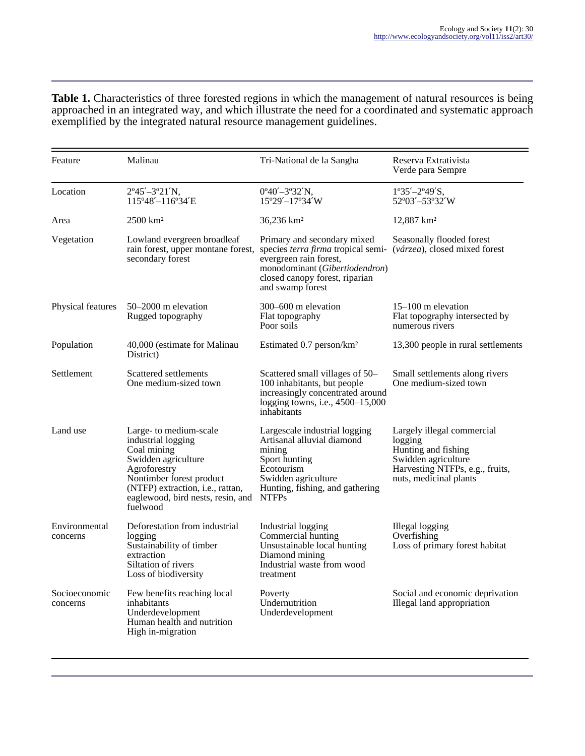**Table 1.** Characteristics of three forested regions in which the management of natural resources is being approached in an integrated way, and which illustrate the need for a coordinated and systematic approach exemplified by the integrated natural resource management guidelines.

| Feature | Malinau | Tri-National de la Sangha | Reserva Extrativista Verde para Sempre |
|---|---|---|---|
| Location | 2º45′–3º21′N, 115º48′–116º34′E | 0º40′–3º32′N, 15º29′–17º34′W | 1º35′–2º49′S, 52º03′–53º32′W |
| Area | 2500 km² | 36,236 km² | 12,887 km² |
| Vegetation | Lowland evergreen broadleaf rain forest, upper montane forest, secondary forest | Primary and secondary mixed species *terra firma* tropical semi-evergreen rain forest, monodominant (*Gibertiodendron*) closed canopy forest, riparian and swamp forest | Seasonally flooded forest (*várzea*), closed mixed forest |
| Physical features | 50–2000 m elevation<br>Rugged topography | 300–600 m elevation<br>Flat topography<br>Poor soils | 15–100 m elevation<br>Flat topography intersected by numerous rivers |
| Population | 40,000 (estimate for Malinau District) | Estimated 0.7 person/km² | 13,300 people in rural settlements |
| Settlement | Scattered settlements<br>One medium-sized town | Scattered small villages of 50–100 inhabitants, but people increasingly concentrated around logging towns, i.e., 4500–15,000 inhabitants | Small settlements along rivers<br>One medium-sized town |
| Land use | Large- to medium-scale industrial logging<br>Coal mining<br>Swidden agriculture<br>Agroforestry<br>Nontimber forest product (NTFP) extraction, i.e., rattan, eaglewood, bird nests, resin, and fuelwood | Largescale industrial logging<br>Artisanal alluvial diamond mining<br>Sport hunting<br>Ecotourism<br>Swidden agriculture<br>Hunting, fishing, and gathering NTFPs | Largely illegal commercial logging<br>Hunting and fishing<br>Swidden agriculture<br>Harvesting NTFPs, e.g., fruits, nuts, medicinal plants |
| Environmental concerns | Deforestation from industrial logging<br>Sustainability of timber extraction<br>Siltation of rivers<br>Loss of biodiversity | Industrial logging<br>Commercial hunting<br>Unsustainable local hunting<br>Diamond mining<br>Industrial waste from wood treatment | Illegal logging<br>Overfishing<br>Loss of primary forest habitat |
| Socioeconomic concerns | Few benefits reaching local inhabitants<br>Underdevelopment<br>Human health and nutrition<br>High in-migration | Poverty<br>Undernutrition<br>Underdevelopment | Social and economic deprivation<br>Illegal land appropriation |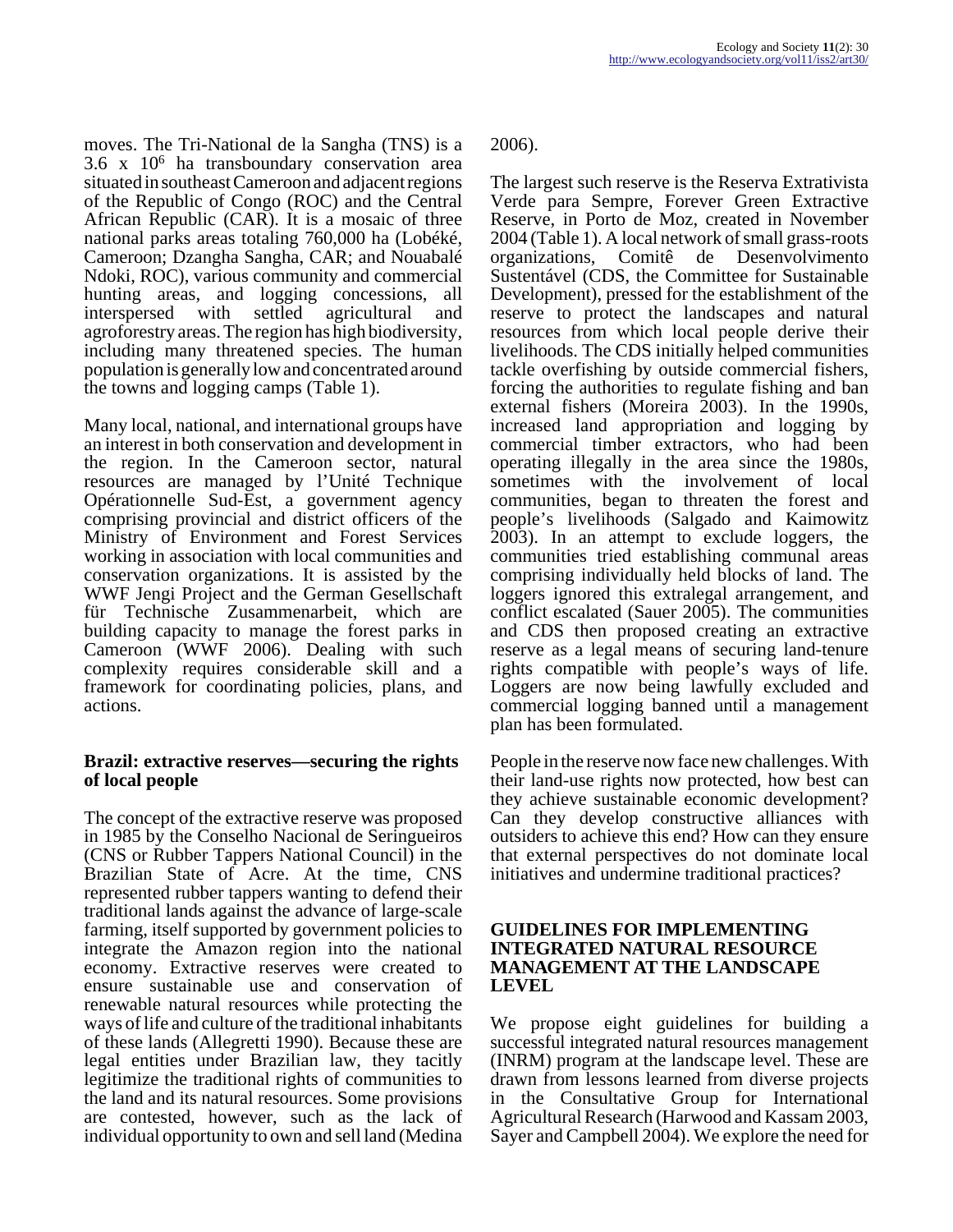moves. The Tri-National de la Sangha (TNS) is a $3.6 \times 10^6$ ha transboundary conservation area situated in southeast Cameroon and adjacent regions of the Republic of Congo (ROC) and the Central African Republic (CAR). It is a mosaic of three national parks areas totaling 760,000 ha (Lobéké, Cameroon; Dzangha Sangha, CAR; and Nouabalé Ndoki, ROC), various community and commercial hunting areas, and logging concessions, all interspersed with settled agricultural and agroforestry areas. The region has high biodiversity, including many threatened species. The human population is generally low and concentrated around the towns and logging camps (Table 1).

Many local, national, and international groups have an interest in both conservation and development in the region. In the Cameroon sector, natural resources are managed by l'Unité Technique Opérationnelle Sud-Est, a government agency comprising provincial and district officers of the Ministry of Environment and Forest Services working in association with local communities and conservation organizations. It is assisted by the WWF Jengi Project and the German Gesellschaft für Technische Zusammenarbeit, which are building capacity to manage the forest parks in Cameroon (WWF 2006). Dealing with such complexity requires considerable skill and a framework for coordinating policies, plans, and actions.

### Brazil: extractive reserves—securing the rights of local people

The concept of the extractive reserve was proposed in 1985 by the Conselho Nacional de Seringueiros (CNS or Rubber Tappers National Council) in the Brazilian State of Acre. At the time, CNS represented rubber tappers wanting to defend their traditional lands against the advance of large-scale farming, itself supported by government policies to integrate the Amazon region into the national economy. Extractive reserves were created to ensure sustainable use and conservation of renewable natural resources while protecting the ways of life and culture of the traditional inhabitants of these lands (Allegretti 1990). Because these are legal entities under Brazilian law, they tacitly legitimize the traditional rights of communities to the land and its natural resources. Some provisions are contested, however, such as the lack of individual opportunity to own and sell land (Medina 2006).

The largest such reserve is the Reserva Extrativista Verde para Sempre, Forever Green Extractive Reserve, in Porto de Moz, created in November 2004 (Table 1). A local network of small grass-roots organizations, Comitê de Desenvolvimento Sustentável (CDS, the Committee for Sustainable Development), pressed for the establishment of the reserve to protect the landscapes and natural resources from which local people derive their livelihoods. The CDS initially helped communities tackle overfishing by outside commercial fishers, forcing the authorities to regulate fishing and ban external fishers (Moreira 2003). In the 1990s, increased land appropriation and logging by commercial timber extractors, who had been operating illegally in the area since the 1980s, sometimes with the involvement of local communities, began to threaten the forest and people's livelihoods (Salgado and Kaimowitz 2003). In an attempt to exclude loggers, the communities tried establishing communal areas comprising individually held blocks of land. The loggers ignored this extralegal arrangement, and conflict escalated (Sauer 2005). The communities and CDS then proposed creating an extractive reserve as a legal means of securing land-tenure rights compatible with people's ways of life. Loggers are now being lawfully excluded and commercial logging banned until a management plan has been formulated.

People in the reserve now face new challenges. With their land-use rights now protected, how best can they achieve sustainable economic development? Can they develop constructive alliances with outsiders to achieve this end? How can they ensure that external perspectives do not dominate local initiatives and undermine traditional practices?

## GUIDELINES FOR IMPLEMENTING INTEGRATED NATURAL RESOURCE MANAGEMENT AT THE LANDSCAPE LEVEL

We propose eight guidelines for building a successful integrated natural resources management (INRM) program at the landscape level. These are drawn from lessons learned from diverse projects in the Consultative Group for International Agricultural Research (Harwood and Kassam 2003, Sayer and Campbell 2004). We explore the need for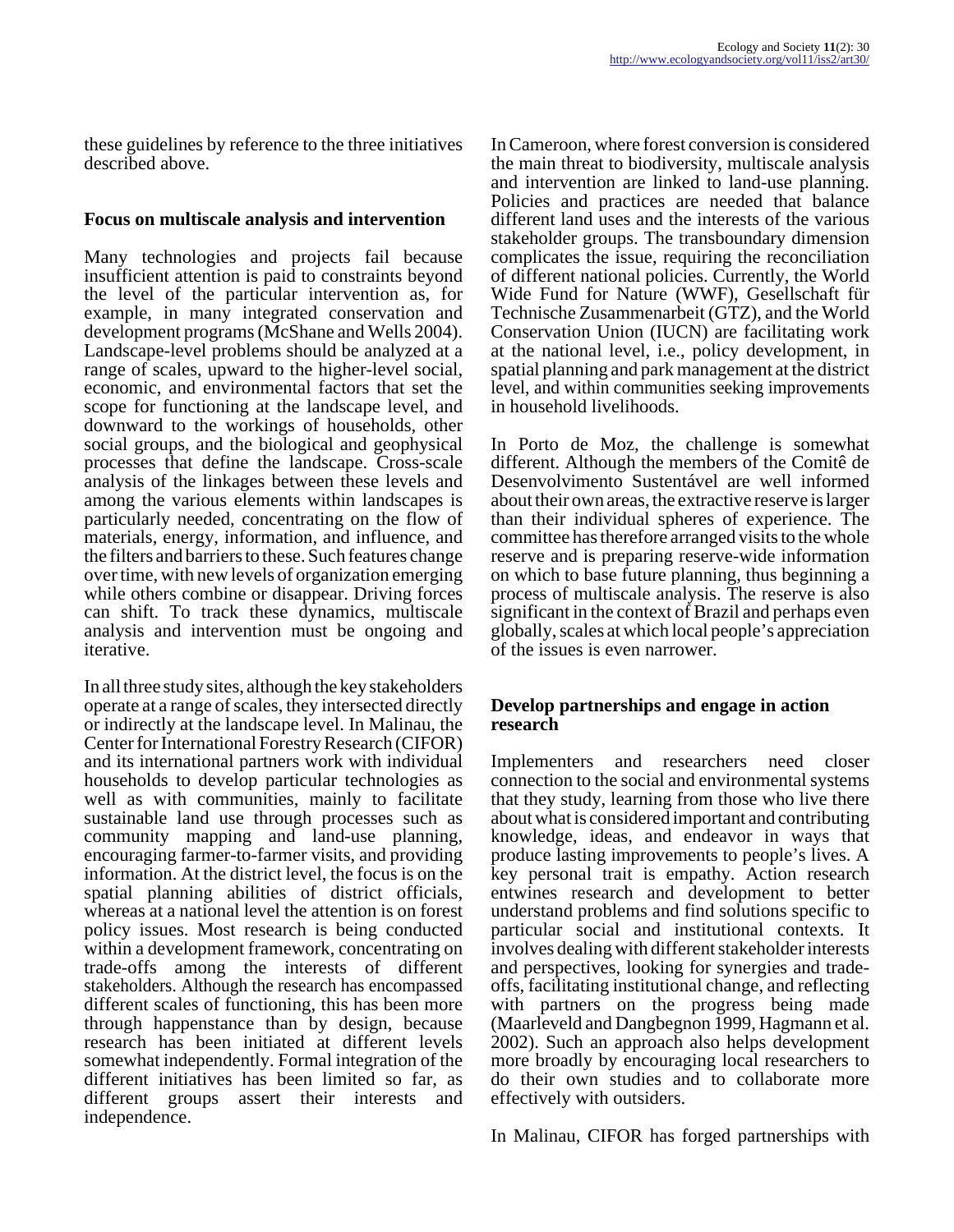these guidelines by reference to the three initiatives described above.

## Focus on multiscale analysis and intervention

Many technologies and projects fail because insufficient attention is paid to constraints beyond the level of the particular intervention as, for example, in many integrated conservation and development programs (McShane and Wells 2004). Landscape-level problems should be analyzed at a range of scales, upward to the higher-level social, economic, and environmental factors that set the scope for functioning at the landscape level, and downward to the workings of households, other social groups, and the biological and geophysical processes that define the landscape. Cross-scale analysis of the linkages between these levels and among the various elements within landscapes is particularly needed, concentrating on the flow of materials, energy, information, and influence, and the filters and barriers to these. Such features change over time, with new levels of organization emerging while others combine or disappear. Driving forces can shift. To track these dynamics, multiscale analysis and intervention must be ongoing and iterative.

In all three study sites, although the key stakeholders operate at a range of scales, they intersected directly or indirectly at the landscape level. In Malinau, the Center for International Forestry Research (CIFOR) and its international partners work with individual households to develop particular technologies as well as with communities, mainly to facilitate sustainable land use through processes such as community mapping and land-use planning, encouraging farmer-to-farmer visits, and providing information. At the district level, the focus is on the spatial planning abilities of district officials, whereas at a national level the attention is on forest policy issues. Most research is being conducted within a development framework, concentrating on trade-offs among the interests of different stakeholders. Although the research has encompassed different scales of functioning, this has been more through happenstance than by design, because research has been initiated at different levels somewhat independently. Formal integration of the different initiatives has been limited so far, as different groups assert their interests and independence.

In Cameroon, where forest conversion is considered the main threat to biodiversity, multiscale analysis and intervention are linked to land-use planning. Policies and practices are needed that balance different land uses and the interests of the various stakeholder groups. The transboundary dimension complicates the issue, requiring the reconciliation of different national policies. Currently, the World Wide Fund for Nature (WWF), Gesellschaft für Technische Zusammenarbeit (GTZ), and the World Conservation Union (IUCN) are facilitating work at the national level, i.e., policy development, in spatial planning and park management at the district level, and within communities seeking improvements in household livelihoods.

In Porto de Moz, the challenge is somewhat different. Although the members of the Comitê de Desenvolvimento Sustentável are well informed about their own areas, the extractive reserve is larger than their individual spheres of experience. The committee has therefore arranged visits to the whole reserve and is preparing reserve-wide information on which to base future planning, thus beginning a process of multiscale analysis. The reserve is also significant in the context of Brazil and perhaps even globally, scales at which local people's appreciation of the issues is even narrower.

## Develop partnerships and engage in action research

Implementers and researchers need closer connection to the social and environmental systems that they study, learning from those who live there about what is considered important and contributing knowledge, ideas, and endeavor in ways that produce lasting improvements to people's lives. A key personal trait is empathy. Action research entwines research and development to better understand problems and find solutions specific to particular social and institutional contexts. It involves dealing with different stakeholder interests and perspectives, looking for synergies and trade-offs, facilitating institutional change, and reflecting with partners on the progress being made (Maarleveld and Dangbegnon 1999, Hagmann et al. 2002). Such an approach also helps development more broadly by encouraging local researchers to do their own studies and to collaborate more effectively with outsiders.

In Malinau, CIFOR has forged partnerships with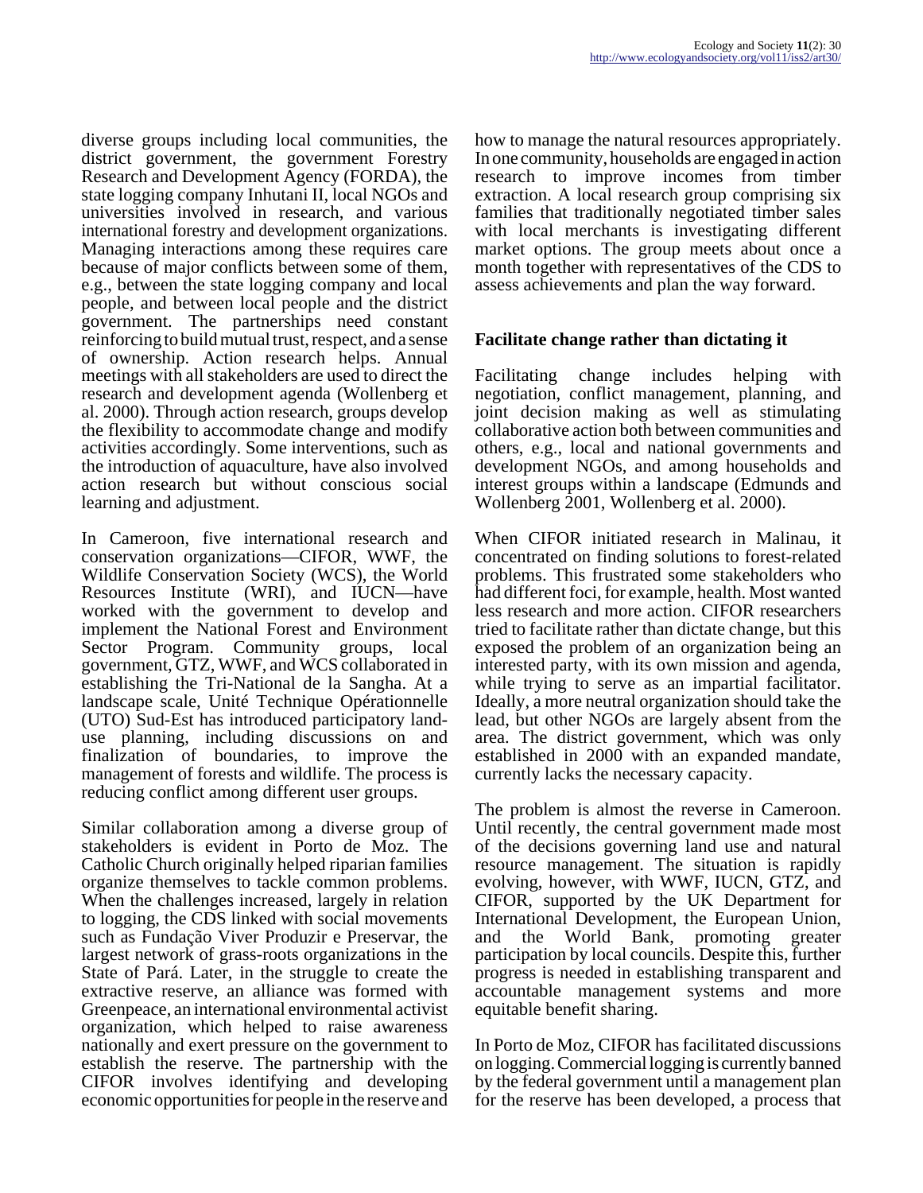diverse groups including local communities, the district government, the government Forestry Research and Development Agency (FORDA), the state logging company Inhutani II, local NGOs and universities involved in research, and various international forestry and development organizations. Managing interactions among these requires care because of major conflicts between some of them, e.g., between the state logging company and local people, and between local people and the district government. The partnerships need constant reinforcing to build mutual trust, respect, and a sense of ownership. Action research helps. Annual meetings with all stakeholders are used to direct the research and development agenda (Wollenberg et al. 2000). Through action research, groups develop the flexibility to accommodate change and modify activities accordingly. Some interventions, such as the introduction of aquaculture, have also involved action research but without conscious social learning and adjustment.

In Cameroon, five international research and conservation organizations—CIFOR, WWF, the Wildlife Conservation Society (WCS), the World Resources Institute (WRI), and IUCN—have worked with the government to develop and implement the National Forest and Environment Sector Program. Community groups, local government, GTZ, WWF, and WCS collaborated in establishing the Tri-National de la Sangha. At a landscape scale, Unité Technique Opérationnelle (UTO) Sud-Est has introduced participatory land-use planning, including discussions on and finalization of boundaries, to improve the management of forests and wildlife. The process is reducing conflict among different user groups.

Similar collaboration among a diverse group of stakeholders is evident in Porto de Moz. The Catholic Church originally helped riparian families organize themselves to tackle common problems. When the challenges increased, largely in relation to logging, the CDS linked with social movements such as Fundação Viver Produzir e Preservar, the largest network of grass-roots organizations in the State of Pará. Later, in the struggle to create the extractive reserve, an alliance was formed with Greenpeace, an international environmental activist organization, which helped to raise awareness nationally and exert pressure on the government to establish the reserve. The partnership with the CIFOR involves identifying and developing economic opportunities for people in the reserve and how to manage the natural resources appropriately. In one community, households are engaged in action research to improve incomes from timber extraction. A local research group comprising six families that traditionally negotiated timber sales with local merchants is investigating different market options. The group meets about once a month together with representatives of the CDS to assess achievements and plan the way forward.

### Facilitate change rather than dictating it

Facilitating change includes helping with negotiation, conflict management, planning, and joint decision making as well as stimulating collaborative action both between communities and others, e.g., local and national governments and development NGOs, and among households and interest groups within a landscape (Edmunds and Wollenberg 2001, Wollenberg et al. 2000).

When CIFOR initiated research in Malinau, it concentrated on finding solutions to forest-related problems. This frustrated some stakeholders who had different foci, for example, health. Most wanted less research and more action. CIFOR researchers tried to facilitate rather than dictate change, but this exposed the problem of an organization being an interested party, with its own mission and agenda, while trying to serve as an impartial facilitator. Ideally, a more neutral organization should take the lead, but other NGOs are largely absent from the area. The district government, which was only established in 2000 with an expanded mandate, currently lacks the necessary capacity.

The problem is almost the reverse in Cameroon. Until recently, the central government made most of the decisions governing land use and natural resource management. The situation is rapidly evolving, however, with WWF, IUCN, GTZ, and CIFOR, supported by the UK Department for International Development, the European Union, and the World Bank, promoting greater participation by local councils. Despite this, further progress is needed in establishing transparent and accountable management systems and more equitable benefit sharing.

In Porto de Moz, CIFOR has facilitated discussions on logging. Commercial logging is currently banned by the federal government until a management plan for the reserve has been developed, a process that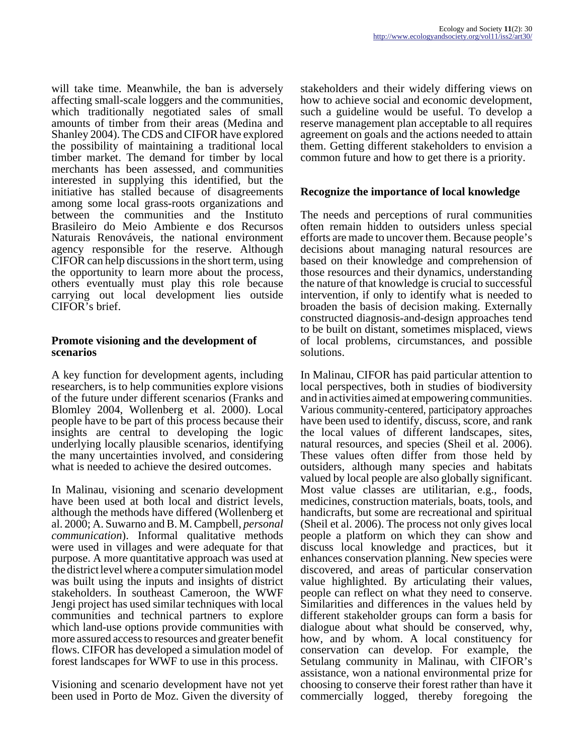will take time. Meanwhile, the ban is adversely affecting small-scale loggers and the communities, which traditionally negotiated sales of small amounts of timber from their areas (Medina and Shanley 2004). The CDS and CIFOR have explored the possibility of maintaining a traditional local timber market. The demand for timber by local merchants has been assessed, and communities interested in supplying this identified, but the initiative has stalled because of disagreements among some local grass-roots organizations and between the communities and the Instituto Brasileiro do Meio Ambiente e dos Recursos Naturais Renováveis, the national environment agency responsible for the reserve. Although CIFOR can help discussions in the short term, using the opportunity to learn more about the process, others eventually must play this role because carrying out local development lies outside CIFOR's brief.

### Promote visioning and the development of scenarios

A key function for development agents, including researchers, is to help communities explore visions of the future under different scenarios (Franks and Blomley 2004, Wollenberg et al. 2000). Local people have to be part of this process because their insights are central to developing the logic underlying locally plausible scenarios, identifying the many uncertainties involved, and considering what is needed to achieve the desired outcomes.

In Malinau, visioning and scenario development have been used at both local and district levels, although the methods have differed (Wollenberg et al. 2000; A. Suwarno and B. M. Campbell, *personal communication*). Informal qualitative methods were used in villages and were adequate for that purpose. A more quantitative approach was used at the district level where a computer simulation model was built using the inputs and insights of district stakeholders. In southeast Cameroon, the WWF Jengi project has used similar techniques with local communities and technical partners to explore which land-use options provide communities with more assured access to resources and greater benefit flows. CIFOR has developed a simulation model of forest landscapes for WWF to use in this process.

Visioning and scenario development have not yet been used in Porto de Moz. Given the diversity of stakeholders and their widely differing views on how to achieve social and economic development, such a guideline would be useful. To develop a reserve management plan acceptable to all requires agreement on goals and the actions needed to attain them. Getting different stakeholders to envision a common future and how to get there is a priority.

### Recognize the importance of local knowledge

The needs and perceptions of rural communities often remain hidden to outsiders unless special efforts are made to uncover them. Because people's decisions about managing natural resources are based on their knowledge and comprehension of those resources and their dynamics, understanding the nature of that knowledge is crucial to successful intervention, if only to identify what is needed to broaden the basis of decision making. Externally constructed diagnosis-and-design approaches tend to be built on distant, sometimes misplaced, views of local problems, circumstances, and possible solutions.

In Malinau, CIFOR has paid particular attention to local perspectives, both in studies of biodiversity and in activities aimed at empowering communities. Various community-centered, participatory approaches have been used to identify, discuss, score, and rank the local values of different landscapes, sites, natural resources, and species (Sheil et al. 2006). These values often differ from those held by outsiders, although many species and habitats valued by local people are also globally significant. Most value classes are utilitarian, e.g., foods, medicines, construction materials, boats, tools, and handicrafts, but some are recreational and spiritual (Sheil et al. 2006). The process not only gives local people a platform on which they can show and discuss local knowledge and practices, but it enhances conservation planning. New species were discovered, and areas of particular conservation value highlighted. By articulating their values, people can reflect on what they need to conserve. Similarities and differences in the values held by different stakeholder groups can form a basis for dialogue about what should be conserved, why, how, and by whom. A local constituency for conservation can develop. For example, the Setulang community in Malinau, with CIFOR's assistance, won a national environmental prize for choosing to conserve their forest rather than have it commercially logged, thereby foregoing the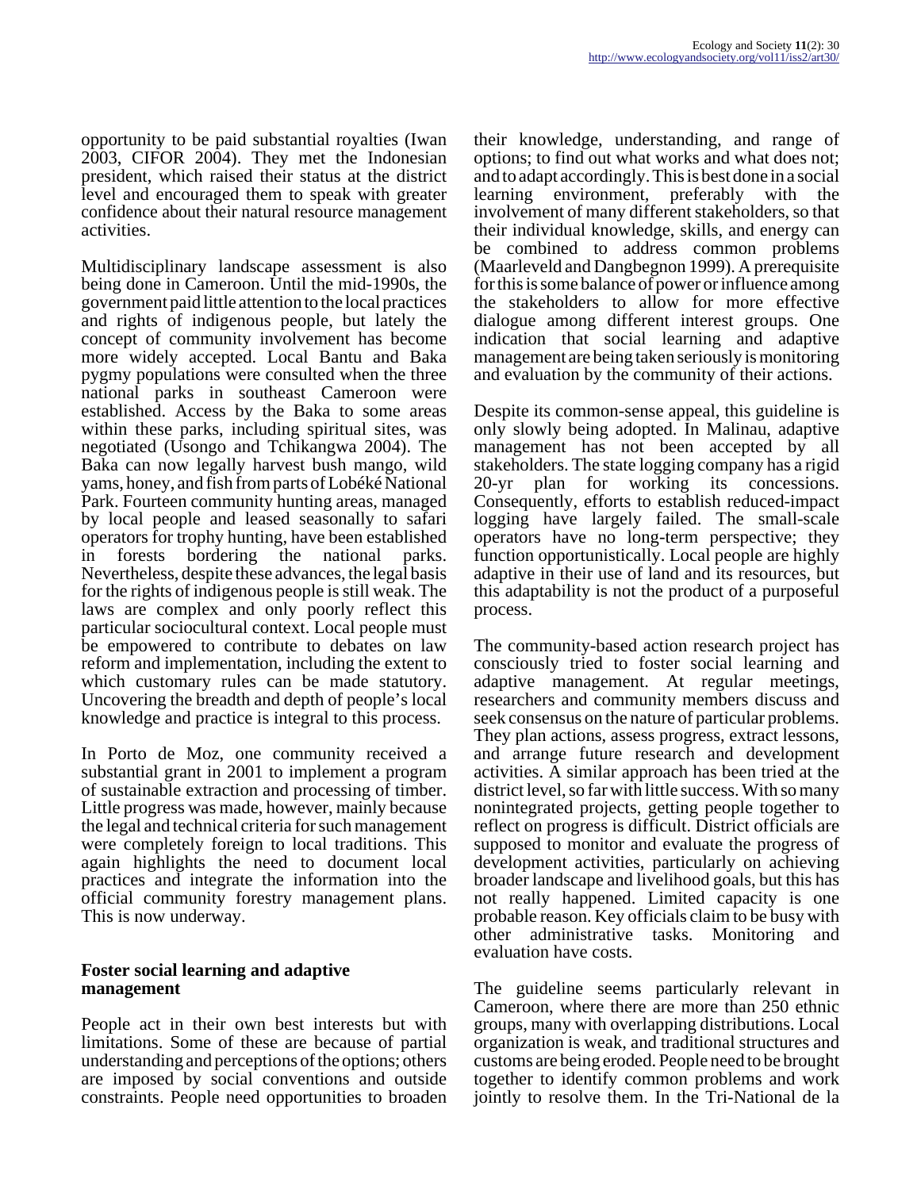opportunity to be paid substantial royalties (Iwan 2003, CIFOR 2004). They met the Indonesian president, which raised their status at the district level and encouraged them to speak with greater confidence about their natural resource management activities.

Multidisciplinary landscape assessment is also being done in Cameroon. Until the mid-1990s, the government paid little attention to the local practices and rights of indigenous people, but lately the concept of community involvement has become more widely accepted. Local Bantu and Baka pygmy populations were consulted when the three national parks in southeast Cameroon were established. Access by the Baka to some areas within these parks, including spiritual sites, was negotiated (Usongo and Tchikangwa 2004). The Baka can now legally harvest bush mango, wild yams, honey, and fish from parts of Lobéké National Park. Fourteen community hunting areas, managed by local people and leased seasonally to safari operators for trophy hunting, have been established in forests bordering the national parks. Nevertheless, despite these advances, the legal basis for the rights of indigenous people is still weak. The laws are complex and only poorly reflect this particular sociocultural context. Local people must be empowered to contribute to debates on law reform and implementation, including the extent to which customary rules can be made statutory. Uncovering the breadth and depth of people's local knowledge and practice is integral to this process.

In Porto de Moz, one community received a substantial grant in 2001 to implement a program of sustainable extraction and processing of timber. Little progress was made, however, mainly because the legal and technical criteria for such management were completely foreign to local traditions. This again highlights the need to document local practices and integrate the information into the official community forestry management plans. This is now underway.

### Foster social learning and adaptive management

People act in their own best interests but with limitations. Some of these are because of partial understanding and perceptions of the options; others are imposed by social conventions and outside constraints. People need opportunities to broaden their knowledge, understanding, and range of options; to find out what works and what does not; and to adapt accordingly. This is best done in a social learning environment, preferably with the involvement of many different stakeholders, so that their individual knowledge, skills, and energy can be combined to address common problems (Maarleveld and Dangbegnon 1999). A prerequisite for this is some balance of power or influence among the stakeholders to allow for more effective dialogue among different interest groups. One indication that social learning and adaptive management are being taken seriously is monitoring and evaluation by the community of their actions.

Despite its common-sense appeal, this guideline is only slowly being adopted. In Malinau, adaptive management has not been accepted by all stakeholders. The state logging company has a rigid 20-yr plan for working its concessions. Consequently, efforts to establish reduced-impact logging have largely failed. The small-scale operators have no long-term perspective; they function opportunistically. Local people are highly adaptive in their use of land and its resources, but this adaptability is not the product of a purposeful process.

The community-based action research project has consciously tried to foster social learning and adaptive management. At regular meetings, researchers and community members discuss and seek consensus on the nature of particular problems. They plan actions, assess progress, extract lessons, and arrange future research and development activities. A similar approach has been tried at the district level, so far with little success. With so many nonintegrated projects, getting people together to reflect on progress is difficult. District officials are supposed to monitor and evaluate the progress of development activities, particularly on achieving broader landscape and livelihood goals, but this has not really happened. Limited capacity is one probable reason. Key officials claim to be busy with other administrative tasks. Monitoring and evaluation have costs.

The guideline seems particularly relevant in Cameroon, where there are more than 250 ethnic groups, many with overlapping distributions. Local organization is weak, and traditional structures and customs are being eroded. People need to be brought together to identify common problems and work jointly to resolve them. In the Tri-National de la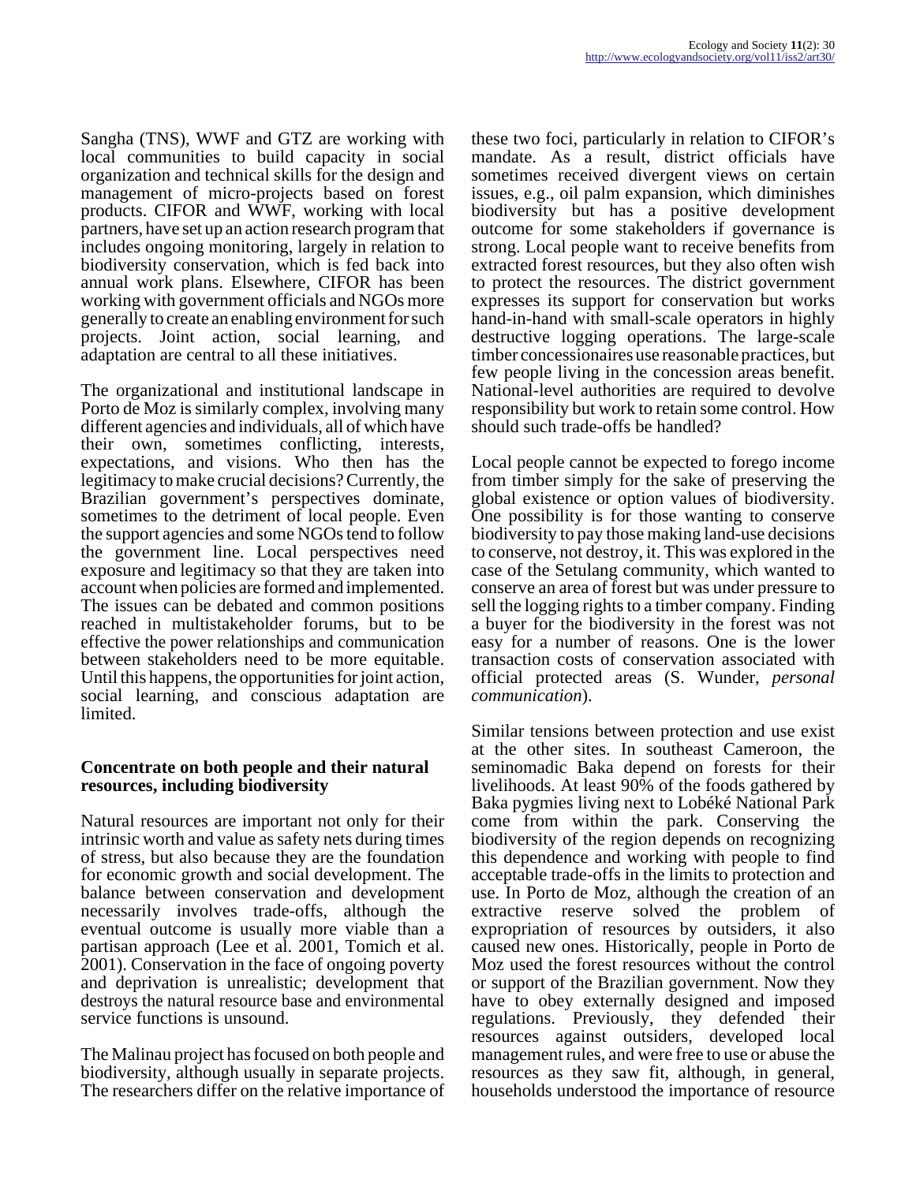Sangha (TNS), WWF and GTZ are working with local communities to build capacity in social organization and technical skills for the design and management of micro-projects based on forest products. CIFOR and WWF, working with local partners, have set up an action research program that includes ongoing monitoring, largely in relation to biodiversity conservation, which is fed back into annual work plans. Elsewhere, CIFOR has been working with government officials and NGOs more generally to create an enabling environment for such projects. Joint action, social learning, and adaptation are central to all these initiatives.

The organizational and institutional landscape in Porto de Moz is similarly complex, involving many different agencies and individuals, all of which have their own, sometimes conflicting, interests, expectations, and visions. Who then has the legitimacy to make crucial decisions? Currently, the Brazilian government's perspectives dominate, sometimes to the detriment of local people. Even the support agencies and some NGOs tend to follow the government line. Local perspectives need exposure and legitimacy so that they are taken into account when policies are formed and implemented. The issues can be debated and common positions reached in multistakeholder forums, but to be effective the power relationships and communication between stakeholders need to be more equitable. Until this happens, the opportunities for joint action, social learning, and conscious adaptation are limited.

### Concentrate on both people and their natural resources, including biodiversity

Natural resources are important not only for their intrinsic worth and value as safety nets during times of stress, but also because they are the foundation for economic growth and social development. The balance between conservation and development necessarily involves trade-offs, although the eventual outcome is usually more viable than a partisan approach (Lee et al. 2001, Tomich et al. 2001). Conservation in the face of ongoing poverty and deprivation is unrealistic; development that destroys the natural resource base and environmental service functions is unsound.

The Malinau project has focused on both people and biodiversity, although usually in separate projects. The researchers differ on the relative importance of these two foci, particularly in relation to CIFOR's mandate. As a result, district officials have sometimes received divergent views on certain issues, e.g., oil palm expansion, which diminishes biodiversity but has a positive development outcome for some stakeholders if governance is strong. Local people want to receive benefits from extracted forest resources, but they also often wish to protect the resources. The district government expresses its support for conservation but works hand-in-hand with small-scale operators in highly destructive logging operations. The large-scale timber concessionaires use reasonable practices, but few people living in the concession areas benefit. National-level authorities are required to devolve responsibility but work to retain some control. How should such trade-offs be handled?

Local people cannot be expected to forego income from timber simply for the sake of preserving the global existence or option values of biodiversity. One possibility is for those wanting to conserve biodiversity to pay those making land-use decisions to conserve, not destroy, it. This was explored in the case of the Setulang community, which wanted to conserve an area of forest but was under pressure to sell the logging rights to a timber company. Finding a buyer for the biodiversity in the forest was not easy for a number of reasons. One is the lower transaction costs of conservation associated with official protected areas (S. Wunder, *personal communication*).

Similar tensions between protection and use exist at the other sites. In southeast Cameroon, the seminomadic Baka depend on forests for their livelihoods. At least 90% of the foods gathered by Baka pygmies living next to Lobéké National Park come from within the park. Conserving the biodiversity of the region depends on recognizing this dependence and working with people to find acceptable trade-offs in the limits to protection and use. In Porto de Moz, although the creation of an extractive reserve solved the problem of expropriation of resources by outsiders, it also caused new ones. Historically, people in Porto de Moz used the forest resources without the control or support of the Brazilian government. Now they have to obey externally designed and imposed regulations. Previously, they defended their resources against outsiders, developed local management rules, and were free to use or abuse the resources as they saw fit, although, in general, households understood the importance of resource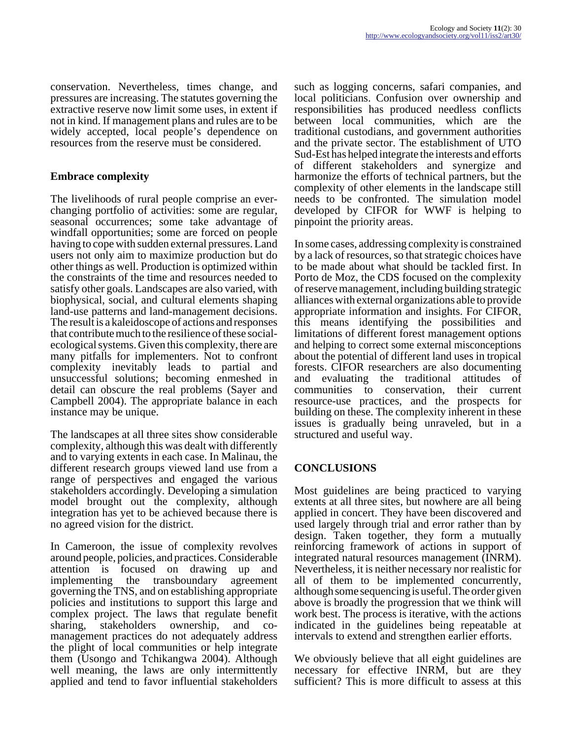conservation. Nevertheless, times change, and pressures are increasing. The statutes governing the extractive reserve now limit some uses, in extent if not in kind. If management plans and rules are to be widely accepted, local people's dependence on resources from the reserve must be considered.

### Embrace complexity

The livelihoods of rural people comprise an ever-changing portfolio of activities: some are regular, seasonal occurrences; some take advantage of windfall opportunities; some are forced on people having to cope with sudden external pressures. Land users not only aim to maximize production but do other things as well. Production is optimized within the constraints of the time and resources needed to satisfy other goals. Landscapes are also varied, with biophysical, social, and cultural elements shaping land-use patterns and land-management decisions. The result is a kaleidoscope of actions and responses that contribute much to the resilience of these social-ecological systems. Given this complexity, there are many pitfalls for implementers. Not to confront complexity inevitably leads to partial and unsuccessful solutions; becoming enmeshed in detail can obscure the real problems (Sayer and Campbell 2004). The appropriate balance in each instance may be unique.

The landscapes at all three sites show considerable complexity, although this was dealt with differently and to varying extents in each case. In Malinau, the different research groups viewed land use from a range of perspectives and engaged the various stakeholders accordingly. Developing a simulation model brought out the complexity, although integration has yet to be achieved because there is no agreed vision for the district.

In Cameroon, the issue of complexity revolves around people, policies, and practices. Considerable attention is focused on drawing up and implementing the transboundary agreement governing the TNS, and on establishing appropriate policies and institutions to support this large and complex project. The laws that regulate benefit sharing, stakeholders ownership, and co-management practices do not adequately address the plight of local communities or help integrate them (Usongo and Tchikangwa 2004). Although well meaning, the laws are only intermittently applied and tend to favor influential stakeholders such as logging concerns, safari companies, and local politicians. Confusion over ownership and responsibilities has produced needless conflicts between local communities, which are the traditional custodians, and government authorities and the private sector. The establishment of UTO Sud-Est has helped integrate the interests and efforts of different stakeholders and synergize and harmonize the efforts of technical partners, but the complexity of other elements in the landscape still needs to be confronted. The simulation model developed by CIFOR for WWF is helping to pinpoint the priority areas.

In some cases, addressing complexity is constrained by a lack of resources, so that strategic choices have to be made about what should be tackled first. In Porto de Moz, the CDS focused on the complexity of reserve management, including building strategic alliances with external organizations able to provide appropriate information and insights. For CIFOR, this means identifying the possibilities and limitations of different forest management options and helping to correct some external misconceptions about the potential of different land uses in tropical forests. CIFOR researchers are also documenting and evaluating the traditional attitudes of communities to conservation, their current resource-use practices, and the prospects for building on these. The complexity inherent in these issues is gradually being unraveled, but in a structured and useful way.

## CONCLUSIONS

Most guidelines are being practiced to varying extents at all three sites, but nowhere are all being applied in concert. They have been discovered and used largely through trial and error rather than by design. Taken together, they form a mutually reinforcing framework of actions in support of integrated natural resources management (INRM). Nevertheless, it is neither necessary nor realistic for all of them to be implemented concurrently, although some sequencing is useful. The order given above is broadly the progression that we think will work best. The process is iterative, with the actions indicated in the guidelines being repeatable at intervals to extend and strengthen earlier efforts.

We obviously believe that all eight guidelines are necessary for effective INRM, but are they sufficient? This is more difficult to assess at this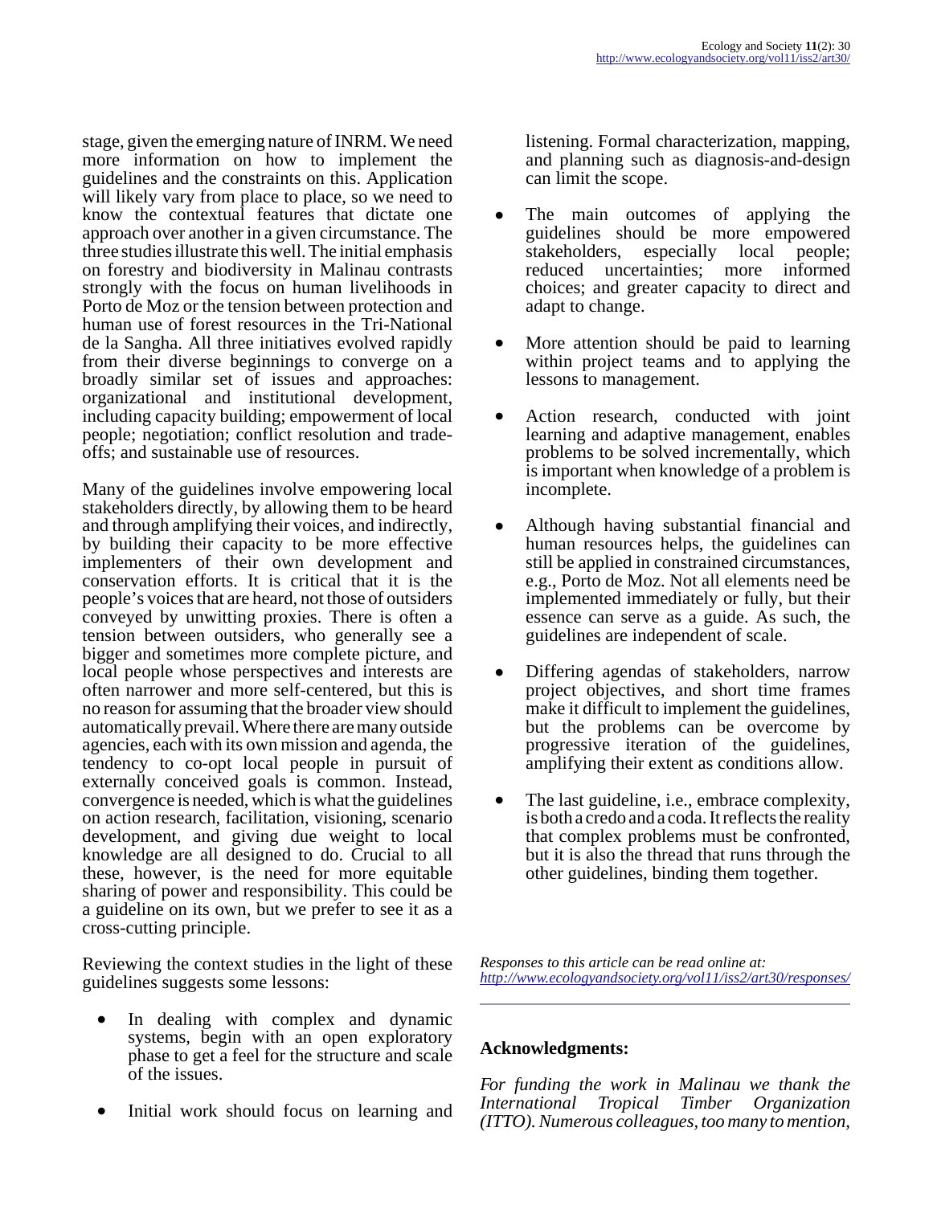stage, given the emerging nature of INRM. We need more information on how to implement the guidelines and the constraints on this. Application will likely vary from place to place, so we need to know the contextual features that dictate one approach over another in a given circumstance. The three studies illustrate this well. The initial emphasis on forestry and biodiversity in Malinau contrasts strongly with the focus on human livelihoods in Porto de Moz or the tension between protection and human use of forest resources in the Tri-National de la Sangha. All three initiatives evolved rapidly from their diverse beginnings to converge on a broadly similar set of issues and approaches: organizational and institutional development, including capacity building; empowerment of local people; negotiation; conflict resolution and trade-offs; and sustainable use of resources.

Many of the guidelines involve empowering local stakeholders directly, by allowing them to be heard and through amplifying their voices, and indirectly, by building their capacity to be more effective implementers of their own development and conservation efforts. It is critical that it is the people's voices that are heard, not those of outsiders conveyed by unwitting proxies. There is often a tension between outsiders, who generally see a bigger and sometimes more complete picture, and local people whose perspectives and interests are often narrower and more self-centered, but this is no reason for assuming that the broader view should automatically prevail. Where there are many outside agencies, each with its own mission and agenda, the tendency to co-opt local people in pursuit of externally conceived goals is common. Instead, convergence is needed, which is what the guidelines on action research, facilitation, visioning, scenario development, and giving due weight to local knowledge are all designed to do. Crucial to all these, however, is the need for more equitable sharing of power and responsibility. This could be a guideline on its own, but we prefer to see it as a cross-cutting principle.

Reviewing the context studies in the light of these guidelines suggests some lessons:

- In dealing with complex and dynamic systems, begin with an open exploratory phase to get a feel for the structure and scale of the issues.
- Initial work should focus on learning and listening. Formal characterization, mapping, and planning such as diagnosis-and-design can limit the scope.
- The main outcomes of applying the guidelines should be more empowered stakeholders, especially local people; reduced uncertainties; more informed choices; and greater capacity to direct and adapt to change.
- More attention should be paid to learning within project teams and to applying the lessons to management.
- Action research, conducted with joint learning and adaptive management, enables problems to be solved incrementally, which is important when knowledge of a problem is incomplete.
- Although having substantial financial and human resources helps, the guidelines can still be applied in constrained circumstances, e.g., Porto de Moz. Not all elements need be implemented immediately or fully, but their essence can serve as a guide. As such, the guidelines are independent of scale.
- Differing agendas of stakeholders, narrow project objectives, and short time frames make it difficult to implement the guidelines, but the problems can be overcome by progressive iteration of the guidelines, amplifying their extent as conditions allow.
- The last guideline, i.e., embrace complexity, is both a credo and a coda. It reflects the reality that complex problems must be confronted, but it is also the thread that runs through the other guidelines, binding them together.

*Responses to this article can be read online at: http://www.ecologyandsociety.org/vol11/iss2/art30/responses/*

## Acknowledgments:

*For funding the work in Malinau we thank the International Tropical Timber Organization (ITTO). Numerous colleagues, too many to mention,*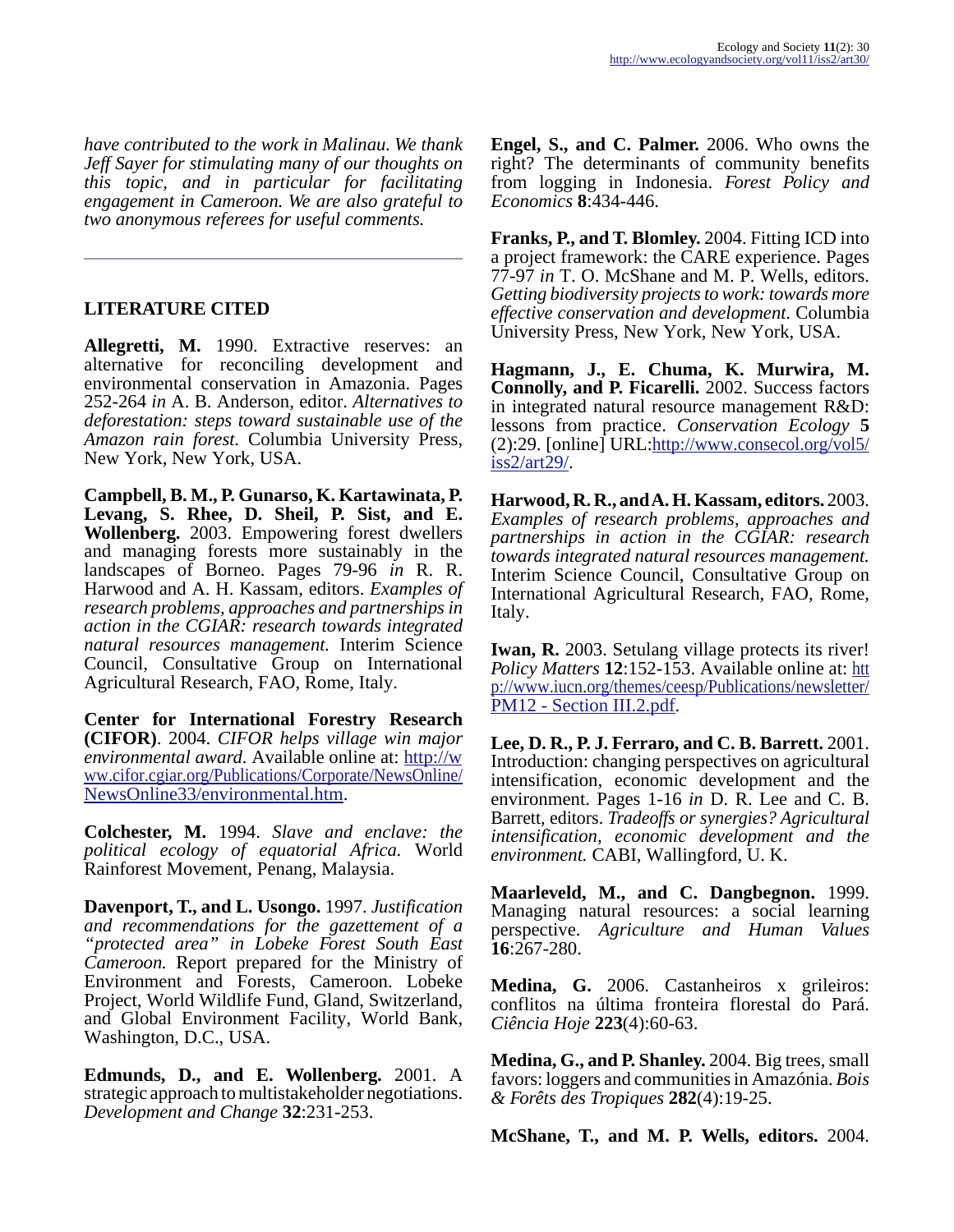*have contributed to the work in Malinau. We thank Jeff Sayer for stimulating many of our thoughts on this topic, and in particular for facilitating engagement in Cameroon. We are also grateful to two anonymous referees for useful comments.*

## LITERATURE CITED

**Allegretti, M.** 1990. Extractive reserves: an alternative for reconciling development and environmental conservation in Amazonia. Pages 252-264 *in* A. B. Anderson, editor. *Alternatives to deforestation: steps toward sustainable use of the Amazon rain forest.* Columbia University Press, New York, New York, USA.

**Campbell, B. M., P. Gunarso, K. Kartawinata, P. Levang, S. Rhee, D. Sheil, P. Sist, and E. Wollenberg.** 2003. Empowering forest dwellers and managing forests more sustainably in the landscapes of Borneo. Pages 79-96 *in* R. R. Harwood and A. H. Kassam, editors. *Examples of research problems, approaches and partnerships in action in the CGIAR: research towards integrated natural resources management.* Interim Science Council, Consultative Group on International Agricultural Research, FAO, Rome, Italy.

**Center for International Forestry Research (CIFOR)**. 2004. *CIFOR helps village win major environmental award.* Available online at: http://www.cifor.cgiar.org/Publications/Corporate/NewsOnline/NewsOnline33/environmental.htm.

**Colchester, M.** 1994. *Slave and enclave: the political ecology of equatorial Africa.* World Rainforest Movement, Penang, Malaysia.

**Davenport, T., and L. Usongo.** 1997. *Justification and recommendations for the gazettement of a "protected area" in Lobeke Forest South East Cameroon.* Report prepared for the Ministry of Environment and Forests, Cameroon. Lobeke Project, World Wildlife Fund, Gland, Switzerland, and Global Environment Facility, World Bank, Washington, D.C., USA.

**Edmunds, D., and E. Wollenberg.** 2001. A strategic approach to multistakeholder negotiations. *Development and Change* **32**:231-253.

**Engel, S., and C. Palmer.** 2006. Who owns the right? The determinants of community benefits from logging in Indonesia. *Forest Policy and Economics* **8**:434-446.

**Franks, P., and T. Blomley.** 2004. Fitting ICD into a project framework: the CARE experience. Pages 77-97 *in* T. O. McShane and M. P. Wells, editors. *Getting biodiversity projects to work: towards more effective conservation and development.* Columbia University Press, New York, New York, USA.

**Hagmann, J., E. Chuma, K. Murwira, M. Connolly, and P. Ficarelli.** 2002. Success factors in integrated natural resource management R&D: lessons from practice. *Conservation Ecology* **5** (2):29. [online] URL:http://www.consecol.org/vol5/iss2/art29/.

**Harwood, R. R., and A. H. Kassam, editors.** 2003. *Examples of research problems, approaches and partnerships in action in the CGIAR: research towards integrated natural resources management.* Interim Science Council, Consultative Group on International Agricultural Research, FAO, Rome, Italy.

**Iwan, R.** 2003. Setulang village protects its river! *Policy Matters* **12**:152-153. Available online at: http://www.iucn.org/themes/ceesp/Publications/newsletter/PM12 - Section III.2.pdf.

**Lee, D. R., P. J. Ferraro, and C. B. Barrett.** 2001. Introduction: changing perspectives on agricultural intensification, economic development and the environment. Pages 1-16 *in* D. R. Lee and C. B. Barrett, editors. *Tradeoffs or synergies? Agricultural intensification, economic development and the environment.* CABI, Wallingford, U. K.

**Maarleveld, M., and C. Dangbegnon.** 1999. Managing natural resources: a social learning perspective. *Agriculture and Human Values* **16**:267-280.

**Medina, G.** 2006. Castanheiros x grileiros: conflitos na última fronteira florestal do Pará. *Ciência Hoje* **223**(4):60-63.

**Medina, G., and P. Shanley.** 2004. Big trees, small favors: loggers and communities in Amazónia. *Bois & Forêts des Tropiques* **282**(4):19-25.

**McShane, T., and M. P. Wells, editors.** 2004.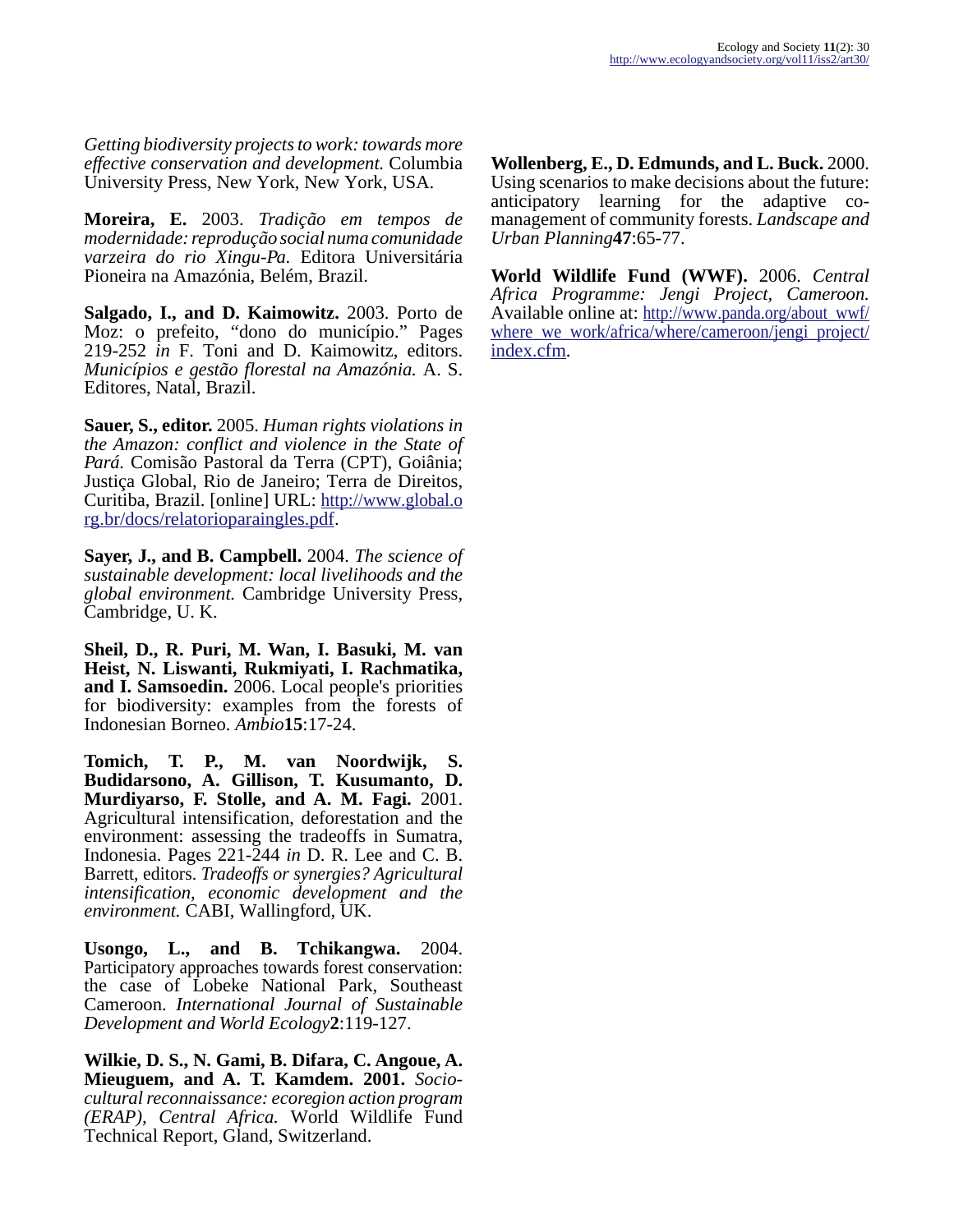*Getting biodiversity projects to work: towards more effective conservation and development.* Columbia University Press, New York, New York, USA.

**Moreira, E.** 2003. *Tradição em tempos de modernidade: reprodução social numa comunidade varzeira do rio Xingu-Pa.* Editora Universitária Pioneira na Amazónia, Belém, Brazil.

**Salgado, I., and D. Kaimowitz.** 2003. Porto de Moz: o prefeito, "dono do município." Pages 219-252 *in* F. Toni and D. Kaimowitz, editors. *Municípios e gestão florestal na Amazónia.* A. S. Editores, Natal, Brazil.

**Sauer, S., editor.** 2005. *Human rights violations in the Amazon: conflict and violence in the State of Pará.* Comisão Pastoral da Terra (CPT), Goiânia; Justiça Global, Rio de Janeiro; Terra de Direitos, Curitiba, Brazil. [online] URL: http://www.global.org.br/docs/relatorioparaingles.pdf.

**Sayer, J., and B. Campbell.** 2004. *The science of sustainable development: local livelihoods and the global environment.* Cambridge University Press, Cambridge, U. K.

**Sheil, D., R. Puri, M. Wan, I. Basuki, M. van Heist, N. Liswanti, Rukmiyati, I. Rachmatika, and I. Samsoedin.** 2006. Local people's priorities for biodiversity: examples from the forests of Indonesian Borneo. *Ambio* **15**:17-24.

**Tomich, T. P., M. van Noordwijk, S. Budidarsono, A. Gillison, T. Kusumanto, D. Murdiyarso, F. Stolle, and A. M. Fagi.** 2001. Agricultural intensification, deforestation and the environment: assessing the tradeoffs in Sumatra, Indonesia. Pages 221-244 *in* D. R. Lee and C. B. Barrett, editors. *Tradeoffs or synergies? Agricultural intensification, economic development and the environment.* CABI, Wallingford, UK.

**Usongo, L., and B. Tchikangwa.** 2004. Participatory approaches towards forest conservation: the case of Lobeke National Park, Southeast Cameroon. *International Journal of Sustainable Development and World Ecology* **2**:119-127.

**Wilkie, D. S., N. Gami, B. Difara, C. Angoue, A. Mieuguem, and A. T. Kamdem. 2001.** *Socio-cultural reconnaissance: ecoregion action program (ERAP), Central Africa.* World Wildlife Fund Technical Report, Gland, Switzerland.

**Wollenberg, E., D. Edmunds, and L. Buck.** 2000. Using scenarios to make decisions about the future: anticipatory learning for the adaptive co-management of community forests. *Landscape and Urban Planning* **47**:65-77.

**World Wildlife Fund (WWF).** 2006. *Central Africa Programme: Jengi Project, Cameroon.* Available online at: http://www.panda.org/about_wwf/where_we_work/africa/where/cameroon/jengi_project/index.cfm.